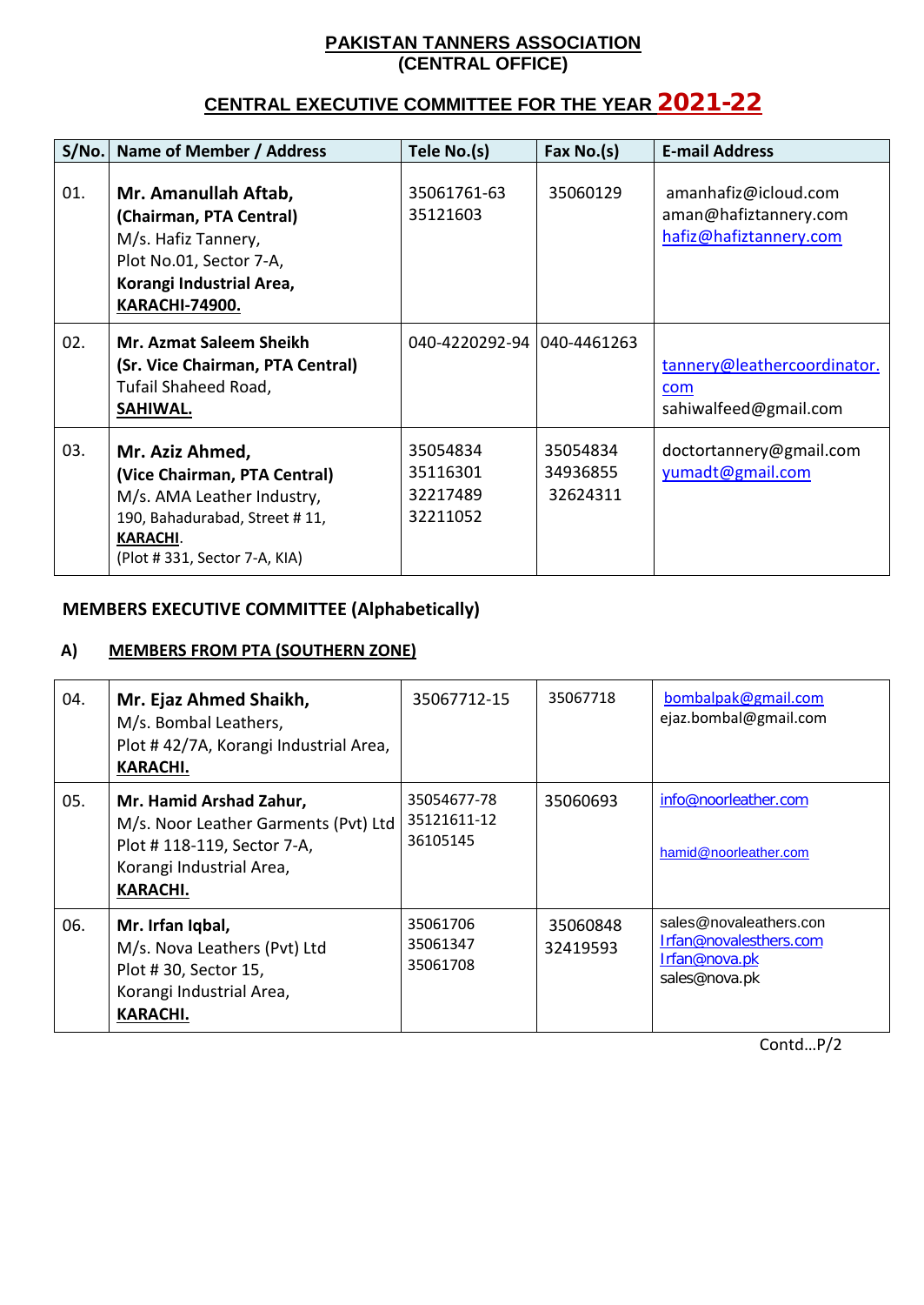## PAKISTAN TANNERS ASSOCIATION
## (CENTRAL OFFICE)

## CENTRAL EXECUTIVE COMMITTEE FOR THE YEAR 2021-22

| S/No. | Name of Member / Address | Tele No.(s) | Fax No.(s) | E-mail Address |
|---|---|---|---|---|
| 01. | **Mr. Amanullah Aftab,**<br>**(Chairman, PTA Central)**<br>M/s. Hafiz Tannery,<br>Plot No.01, Sector 7-A,<br>**Korangi Industrial Area,**<br>**KARACHI-74900.** | 35061761-63<br>35121603 | 35060129 | amanhafiz@icloud.com<br>aman@hafiztannery.com<br>hafiz@hafiztannery.com |
| 02. | **Mr. Azmat Saleem Sheikh**<br>**(Sr. Vice Chairman, PTA Central)**<br>Tufail Shaheed Road,<br>**SAHIWAL.** | 040-4220292-94 | 040-4461263 | tannery@leathercoordinator.com<br>sahiwalfeed@gmail.com |
| 03. | **Mr. Aziz Ahmed,**<br>**(Vice Chairman, PTA Central)**<br>M/s. AMA Leather Industry,<br>190, Bahadurabad, Street # 11,<br>**KARACHI**.<br>(Plot # 331, Sector 7-A, KIA) | 35054834<br>35116301<br>32217489<br>32211052 | 35054834<br>34936855<br>32624311 | doctortannery@gmail.com<br>yumadt@gmail.com |

### MEMBERS EXECUTIVE COMMITTEE (Alphabetically)

### A) MEMBERS FROM PTA (SOUTHERN ZONE)

| S/No. | Name of Member / Address | Tele No.(s) | Fax No.(s) | E-mail Address |
|---|---|---|---|---|
| 04. | **Mr. Ejaz Ahmed Shaikh,**<br>M/s. Bombal Leathers,<br>Plot # 42/7A, Korangi Industrial Area,<br>**KARACHI.** | 35067712-15 | 35067718 | bombalpak@gmail.com<br>ejaz.bombal@gmail.com |
| 05. | **Mr. Hamid Arshad Zahur,**<br>M/s. Noor Leather Garments (Pvt) Ltd<br>Plot # 118-119, Sector 7-A,<br>Korangi Industrial Area,<br>**KARACHI.** | 35054677-78<br>35121611-12<br>36105145 | 35060693 | info@noorleather.com<br>hamid@noorleather.com |
| 06. | **Mr. Irfan Iqbal,**<br>M/s. Nova Leathers (Pvt) Ltd<br>Plot # 30, Sector 15,<br>Korangi Industrial Area,<br>**KARACHI.** | 35061706<br>35061347<br>35061708 | 35060848<br>32419593 | sales@novaleathers.con<br>Irfan@novalesthers.com<br>Irfan@nova.pk<br>sales@nova.pk |

Contd…P/2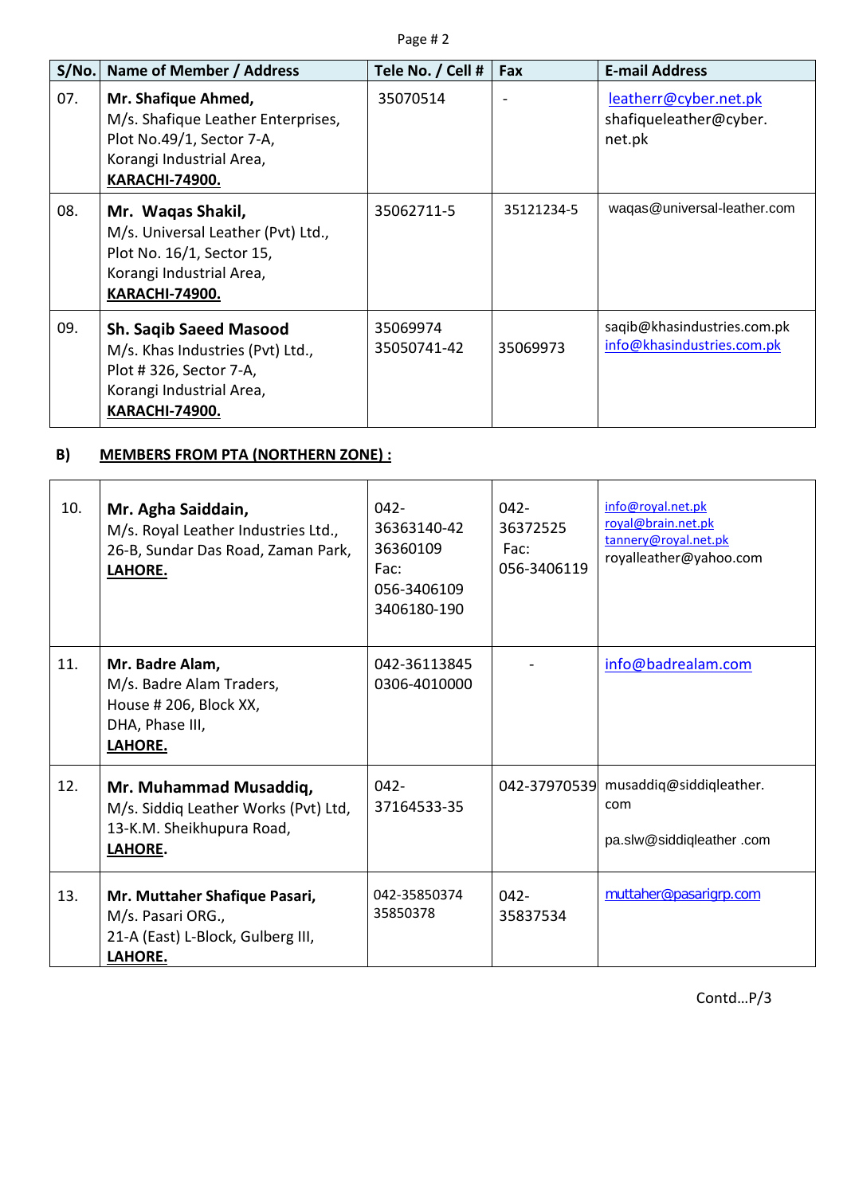| S/No. | Name of Member / Address | Tele No. / Cell # | Fax | E-mail Address |
|---|---|---|---|---|
| 07. | **Mr. Shafique Ahmed,**<br>M/s. Shafique Leather Enterprises,<br>Plot No.49/1, Sector 7-A,<br>Korangi Industrial Area,<br>**KARACHI-74900.** | 35070514 | - | leatherr@cyber.net.pk<br>shafiqueleather@cyber.<br>net.pk |
| 08. | **Mr. Waqas Shakil,**<br>M/s. Universal Leather (Pvt) Ltd.,<br>Plot No. 16/1, Sector 15,<br>Korangi Industrial Area,<br>**KARACHI-74900.** | 35062711-5 | 35121234-5 | waqas@universal-leather.com |
| 09. | **Sh. Saqib Saeed Masood**<br>M/s. Khas Industries (Pvt) Ltd.,<br>Plot # 326, Sector 7-A,<br>Korangi Industrial Area,<br>**KARACHI-74900.** | 35069974<br>35050741-42 | 35069973 | saqib@khasindustries.com.pk<br>info@khasindustries.com.pk |

**B) MEMBERS FROM PTA (NORTHERN ZONE) :**

| S/No. | Name of Member / Address | Tele No. / Cell # | Fax | E-mail Address |
|---|---|---|---|---|
| 10. | **Mr. Agha Saiddain,**<br>M/s. Royal Leather Industries Ltd.,<br>26-B, Sundar Das Road, Zaman Park,<br>**LAHORE.** | 042-<br>36363140-42<br>36360109<br>Fac:<br>056-3406109<br>3406180-190 | 042-<br>36372525<br>Fac:<br>056-3406119 | info@royal.net.pk<br>royal@brain.net.pk<br>tannery@royal.net.pk<br>royalleather@yahoo.com |
| 11. | **Mr. Badre Alam,**<br>M/s. Badre Alam Traders,<br>House # 206, Block XX,<br>DHA, Phase III,<br>**LAHORE.** | 042-36113845<br>0306-4010000 | - | info@badrealam.com |
| 12. | **Mr. Muhammad Musaddiq,**<br>M/s. Siddiq Leather Works (Pvt) Ltd,<br>13-K.M. Sheikhupura Road,<br>**LAHORE.** | 042-<br>37164533-35 | 042-37970539 | musaddiq@siddiqleather.<br>com<br><br>pa.slw@siddiqleather .com |
| 13. | **Mr. Muttaher Shafique Pasari,**<br>M/s. Pasari ORG.,<br>21-A (East) L-Block, Gulberg III,<br>**LAHORE.** | 042-35850374<br>35850378 | 042-<br>35837534 | muttaher@pasarigrp.com |

Contd…P/3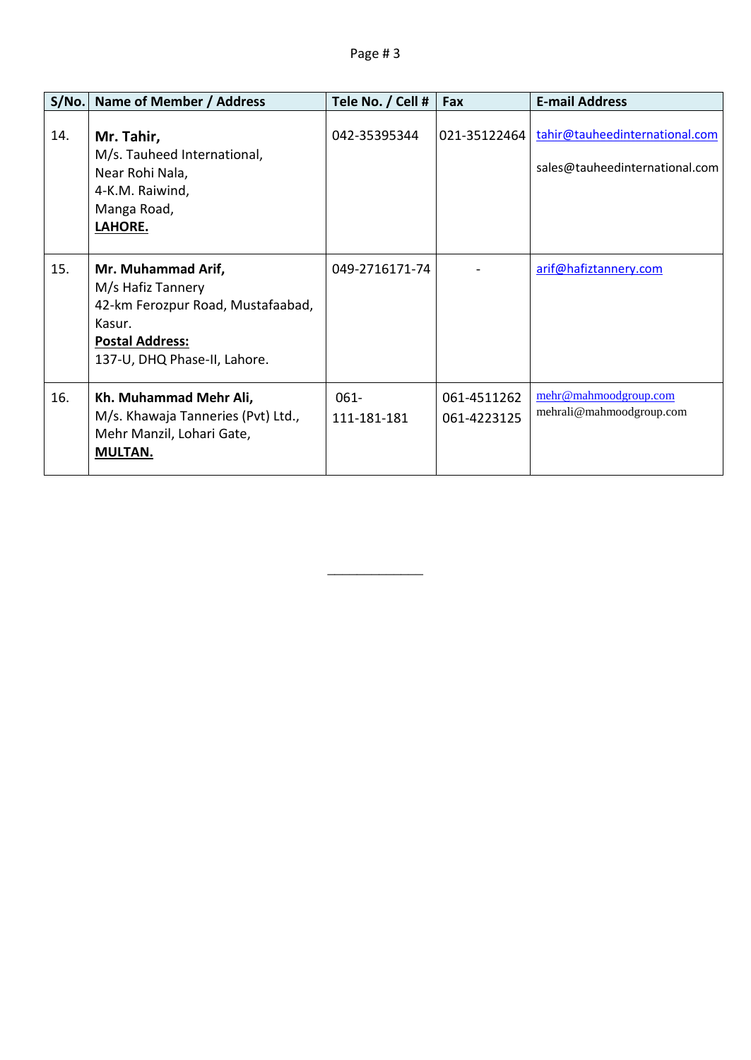| S/No. | Name of Member / Address | Tele No. / Cell # | Fax | E-mail Address |
|---|---|---|---|---|
| 14. | **Mr. Tahir,**<br>M/s. Tauheed International,<br>Near Rohi Nala,<br>4-K.M. Raiwind,<br>Manga Road,<br>**LAHORE.** | 042-35395344 | 021-35122464 | tahir@tauheedinternational.com<br><br>sales@tauheedinternational.com |
| 15. | **Mr. Muhammad Arif,**<br>M/s Hafiz Tannery<br>42-km Ferozpur Road, Mustafaabad, Kasur.<br>**Postal Address:**<br>137-U, DHQ Phase-II, Lahore. | 049-2716171-74 | - | arif@hafiztannery.com |
| 16. | **Kh. Muhammad Mehr Ali,**<br>M/s. Khawaja Tanneries (Pvt) Ltd.,<br>Mehr Manzil, Lohari Gate,<br>**MULTAN.** | 061-<br>111-181-181 | 061-4511262<br>061-4223125 | mehr@mahmoodgroup.com<br>mehrali@mahmoodgroup.com |

_______________